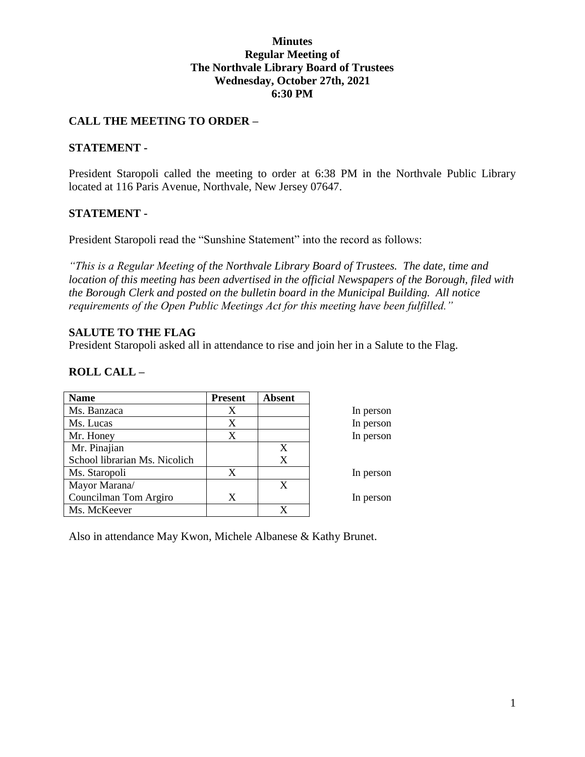**Minutes**
**Regular Meeting of**
**The Northvale Library Board of Trustees**
**Wednesday, October 27th, 2021**
**6:30 PM**

## CALL THE MEETING TO ORDER –

## STATEMENT -

President Staropoli called the meeting to order at 6:38 PM in the Northvale Public Library located at 116 Paris Avenue, Northvale, New Jersey 07647.

## STATEMENT -

President Staropoli read the "Sunshine Statement" into the record as follows:

*"This is a Regular Meeting of the Northvale Library Board of Trustees. The date, time and location of this meeting has been advertised in the official Newspapers of the Borough, filed with the Borough Clerk and posted on the bulletin board in the Municipal Building. All notice requirements of the Open Public Meetings Act for this meeting have been fulfilled."*

## SALUTE TO THE FLAG

President Staropoli asked all in attendance to rise and join her in a Salute to the Flag.

## ROLL CALL –

| Name | Present | Absent | |
|---|---|---|---|
| Ms. Banzaca | X | | In person |
| Ms. Lucas | X | | In person |
| Mr. Honey | X | | In person |
| Mr. Pinajian | | X | |
| School librarian Ms. Nicolich | | X | |
| Ms. Staropoli | X | | In person |
| Mayor Marana/ | | X | |
| Councilman Tom Argiro | X | | In person |
| Ms. McKeever | | X | |

Also in attendance May Kwon, Michele Albanese & Kathy Brunet.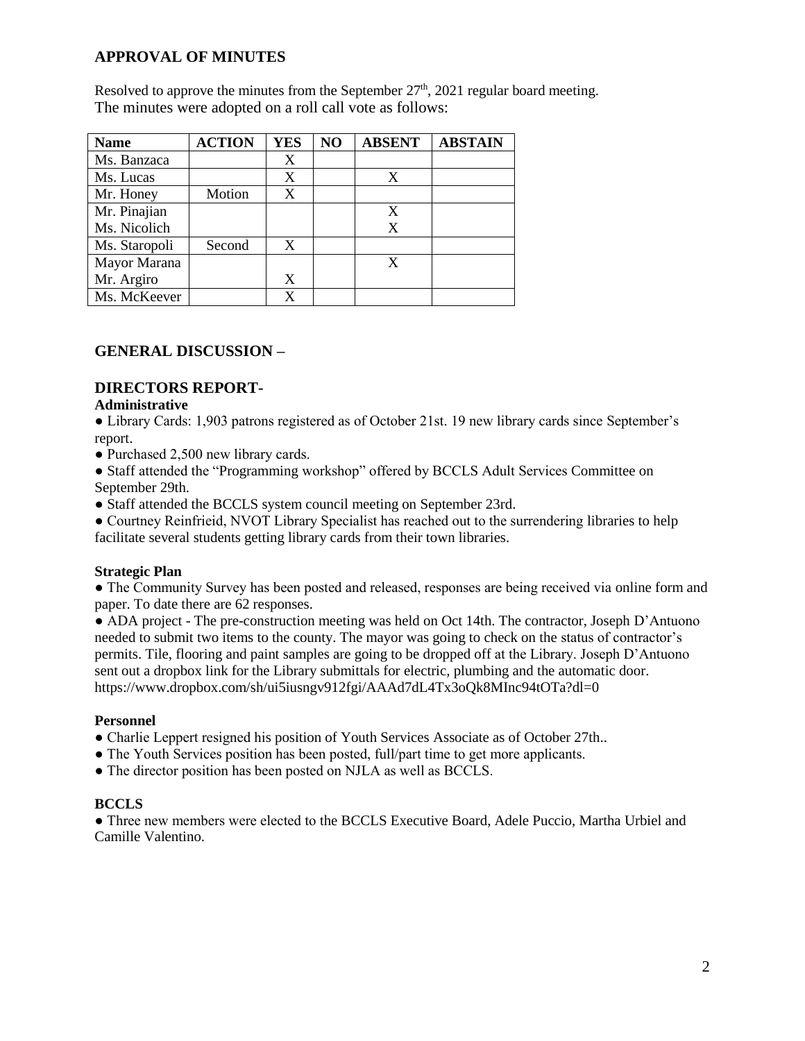## APPROVAL OF MINUTES

Resolved to approve the minutes from the September 27th, 2021 regular board meeting.
The minutes were adopted on a roll call vote as follows:

| Name | ACTION | YES | NO | ABSENT | ABSTAIN |
|---|---|---|---|---|---|
| Ms. Banzaca | | X | | | |
| Ms. Lucas | | X | | X | |
| Mr. Honey | Motion | X | | | |
| Mr. Pinajian | | | | X | |
| Ms. Nicolich | | | | X | |
| Ms. Staropoli | Second | X | | | |
| Mayor Marana | | | | X | |
| Mr. Argiro | | X | | | |
| Ms. McKeever | | X | | | |

## GENERAL DISCUSSION –

## DIRECTORS REPORT-

**Administrative**

- Library Cards: 1,903 patrons registered as of October 21st. 19 new library cards since September's report.
- Purchased 2,500 new library cards.
- Staff attended the "Programming workshop" offered by BCCLS Adult Services Committee on September 29th.
- Staff attended the BCCLS system council meeting on September 23rd.
- Courtney Reinfrieid, NVOT Library Specialist has reached out to the surrendering libraries to help facilitate several students getting library cards from their town libraries.

**Strategic Plan**

- The Community Survey has been posted and released, responses are being received via online form and paper. To date there are 62 responses.
- ADA project - The pre-construction meeting was held on Oct 14th. The contractor, Joseph D'Antuono needed to submit two items to the county. The mayor was going to check on the status of contractor's permits. Tile, flooring and paint samples are going to be dropped off at the Library. Joseph D'Antuono sent out a dropbox link for the Library submittals for electric, plumbing and the automatic door. https://www.dropbox.com/sh/ui5iusngv912fgi/AAAd7dL4Tx3oQk8MInc94tOTa?dl=0

**Personnel**

- Charlie Leppert resigned his position of Youth Services Associate as of October 27th..
- The Youth Services position has been posted, full/part time to get more applicants.
- The director position has been posted on NJLA as well as BCCLS.

**BCCLS**

- Three new members were elected to the BCCLS Executive Board, Adele Puccio, Martha Urbiel and Camille Valentino.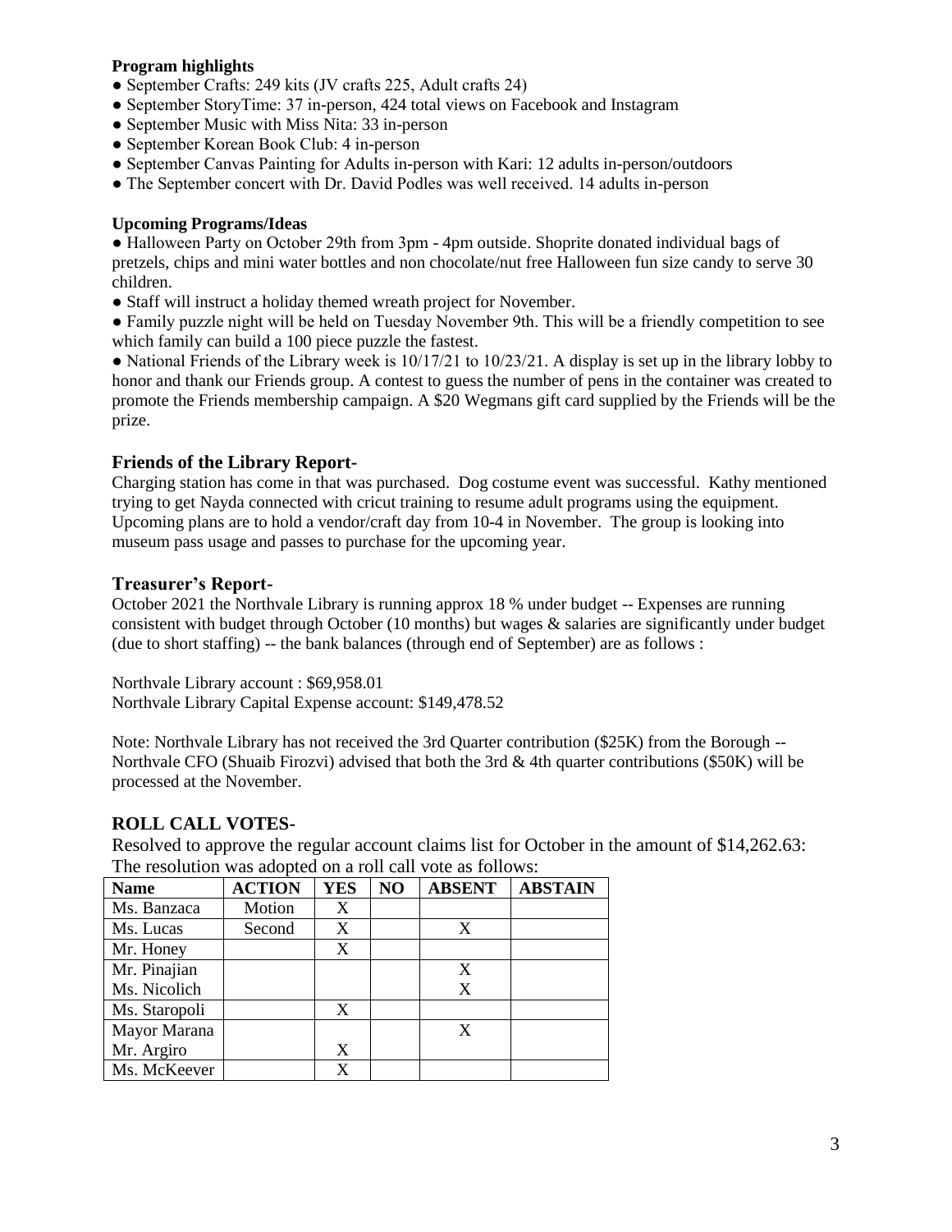**Program highlights**

- September Crafts: 249 kits (JV crafts 225, Adult crafts 24)
- September StoryTime: 37 in-person, 424 total views on Facebook and Instagram
- September Music with Miss Nita: 33 in-person
- September Korean Book Club: 4 in-person
- September Canvas Painting for Adults in-person with Kari: 12 adults in-person/outdoors
- The September concert with Dr. David Podles was well received. 14 adults in-person

**Upcoming Programs/Ideas**

- Halloween Party on October 29th from 3pm - 4pm outside. Shoprite donated individual bags of pretzels, chips and mini water bottles and non chocolate/nut free Halloween fun size candy to serve 30 children.
- Staff will instruct a holiday themed wreath project for November.
- Family puzzle night will be held on Tuesday November 9th. This will be a friendly competition to see which family can build a 100 piece puzzle the fastest.
- National Friends of the Library week is 10/17/21 to 10/23/21. A display is set up in the library lobby to honor and thank our Friends group. A contest to guess the number of pens in the container was created to promote the Friends membership campaign. A $20 Wegmans gift card supplied by the Friends will be the prize.

## Friends of the Library Report-

Charging station has come in that was purchased. Dog costume event was successful. Kathy mentioned trying to get Nayda connected with cricut training to resume adult programs using the equipment. Upcoming plans are to hold a vendor/craft day from 10-4 in November. The group is looking into museum pass usage and passes to purchase for the upcoming year.

## Treasurer's Report-

October 2021 the Northvale Library is running approx 18 % under budget -- Expenses are running consistent with budget through October (10 months) but wages & salaries are significantly under budget (due to short staffing) -- the bank balances (through end of September) are as follows :

Northvale Library account : $69,958.01
Northvale Library Capital Expense account: $149,478.52

Note: Northvale Library has not received the 3rd Quarter contribution ($25K) from the Borough -- Northvale CFO (Shuaib Firozvi) advised that both the 3rd & 4th quarter contributions ($50K) will be processed at the November.

## ROLL CALL VOTES-

Resolved to approve the regular account claims list for October in the amount of $14,262.63: The resolution was adopted on a roll call vote as follows:

| Name | ACTION | YES | NO | ABSENT | ABSTAIN |
|---|---|---|---|---|---|
| Ms. Banzaca | Motion | X | | | |
| Ms. Lucas | Second | X | | X | |
| Mr. Honey | | X | | | |
| Mr. Pinajian | | | | X | |
| Ms. Nicolich | | | | X | |
| Ms. Staropoli | | X | | | |
| Mayor Marana | | | | X | |
| Mr. Argiro | | X | | | |
| Ms. McKeever | | X | | | |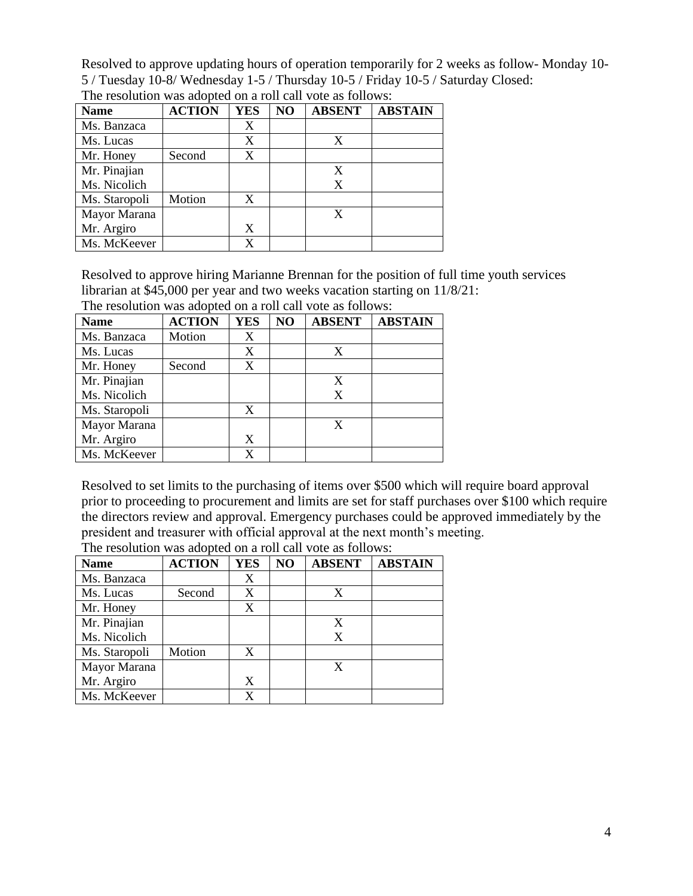Resolved to approve updating hours of operation temporarily for 2 weeks as follow- Monday 10-5 / Tuesday 10-8/ Wednesday 1-5 / Thursday 10-5 / Friday 10-5 / Saturday Closed:

The resolution was adopted on a roll call vote as follows:

| Name | ACTION | YES | NO | ABSENT | ABSTAIN |
|---|---|---|---|---|---|
| Ms. Banzaca | | X | | | |
| Ms. Lucas | | X | | X | |
| Mr. Honey | Second | X | | | |
| Mr. Pinajian | | | | X | |
| Ms. Nicolich | | | | X | |
| Ms. Staropoli | Motion | X | | | |
| Mayor Marana | | | | X | |
| Mr. Argiro | | X | | | |
| Ms. McKeever | | X | | | |

Resolved to approve hiring Marianne Brennan for the position of full time youth services librarian at $45,000 per year and two weeks vacation starting on 11/8/21:

The resolution was adopted on a roll call vote as follows:

| Name | ACTION | YES | NO | ABSENT | ABSTAIN |
|---|---|---|---|---|---|
| Ms. Banzaca | Motion | X | | | |
| Ms. Lucas | | X | | X | |
| Mr. Honey | Second | X | | | |
| Mr. Pinajian | | | | X | |
| Ms. Nicolich | | | | X | |
| Ms. Staropoli | | X | | | |
| Mayor Marana | | | | X | |
| Mr. Argiro | | X | | | |
| Ms. McKeever | | X | | | |

Resolved to set limits to the purchasing of items over $500 which will require board approval prior to proceeding to procurement and limits are set for staff purchases over $100 which require the directors review and approval. Emergency purchases could be approved immediately by the president and treasurer with official approval at the next month's meeting.

The resolution was adopted on a roll call vote as follows:

| Name | ACTION | YES | NO | ABSENT | ABSTAIN |
|---|---|---|---|---|---|
| Ms. Banzaca | | X | | | |
| Ms. Lucas | Second | X | | X | |
| Mr. Honey | | X | | | |
| Mr. Pinajian | | | | X | |
| Ms. Nicolich | | | | X | |
| Ms. Staropoli | Motion | X | | | |
| Mayor Marana | | | | X | |
| Mr. Argiro | | X | | | |
| Ms. McKeever | | X | | | |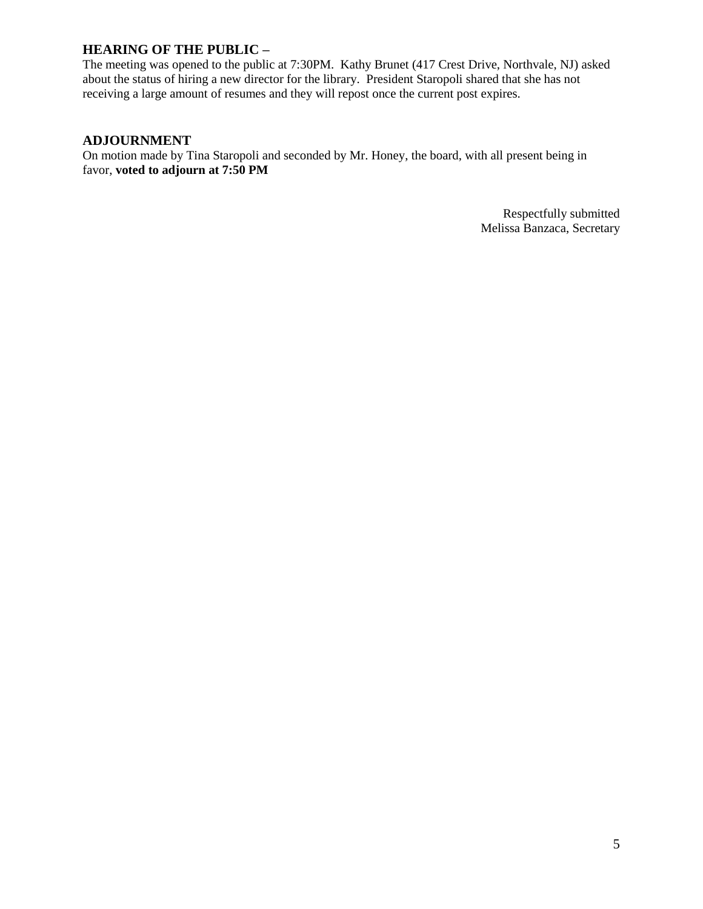## HEARING OF THE PUBLIC –

The meeting was opened to the public at 7:30PM. Kathy Brunet (417 Crest Drive, Northvale, NJ) asked about the status of hiring a new director for the library. President Staropoli shared that she has not receiving a large amount of resumes and they will repost once the current post expires.

## ADJOURNMENT

On motion made by Tina Staropoli and seconded by Mr. Honey, the board, with all present being in favor, **voted to adjourn at 7:50 PM**

Respectfully submitted
Melissa Banzaca, Secretary